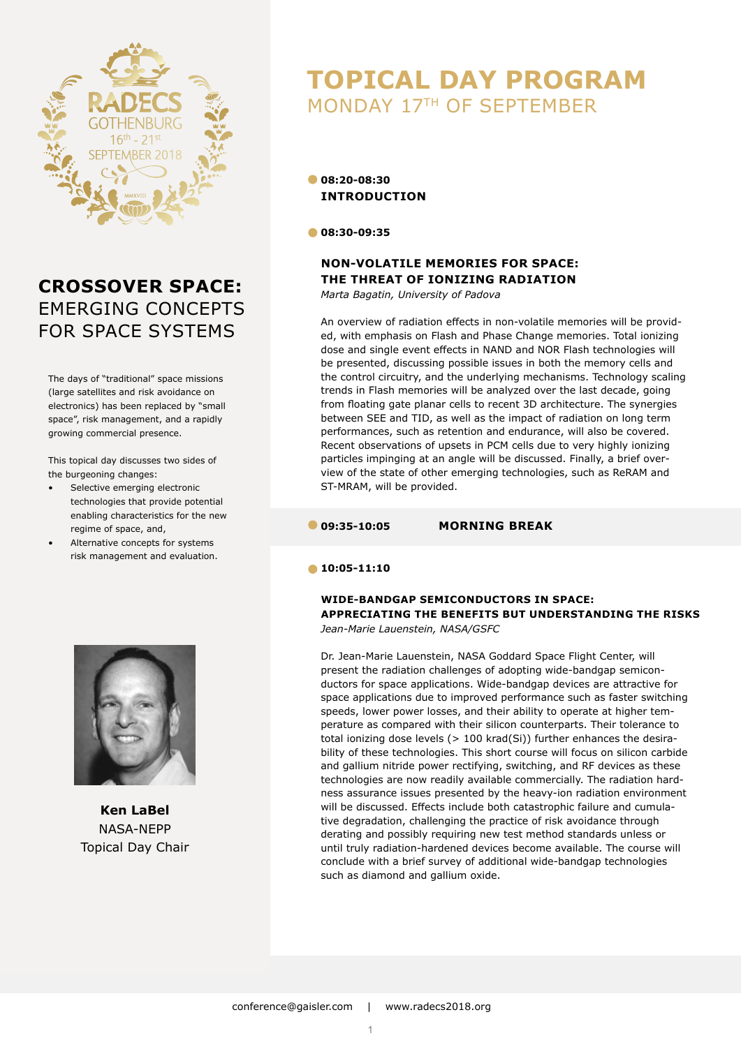RADECS GOTHENBURG 16th - 21st SEPTEMBER 2018

## CROSSOVER SPACE: EMERGING CONCEPTS FOR SPACE SYSTEMS

The days of "traditional" space missions (large satellites and risk avoidance on electronics) has been replaced by "small space", risk management, and a rapidly growing commercial presence.

This topical day discusses two sides of the burgeoning changes:

- Selective emerging electronic technologies that provide potential enabling characteristics for the new regime of space, and,
- Alternative concepts for systems risk management and evaluation.

**Ken LaBel**
NASA-NEPP
Topical Day Chair

# TOPICAL DAY PROGRAM

## MONDAY 17TH OF SEPTEMBER

**08:20-08:30**
**INTRODUCTION**

**08:30-09:35**

### NON-VOLATILE MEMORIES FOR SPACE: THE THREAT OF IONIZING RADIATION

*Marta Bagatin, University of Padova*

An overview of radiation effects in non-volatile memories will be provided, with emphasis on Flash and Phase Change memories. Total ionizing dose and single event effects in NAND and NOR Flash technologies will be presented, discussing possible issues in both the memory cells and the control circuitry, and the underlying mechanisms. Technology scaling trends in Flash memories will be analyzed over the last decade, going from floating gate planar cells to recent 3D architecture. The synergies between SEE and TID, as well as the impact of radiation on long term performances, such as retention and endurance, will also be covered. Recent observations of upsets in PCM cells due to very highly ionizing particles impinging at an angle will be discussed. Finally, a brief overview of the state of other emerging technologies, such as ReRAM and ST-MRAM, will be provided.

**09:35-10:05** **MORNING BREAK**

**10:05-11:10**

### WIDE-BANDGAP SEMICONDUCTORS IN SPACE: APPRECIATING THE BENEFITS BUT UNDERSTANDING THE RISKS

*Jean-Marie Lauenstein, NASA/GSFC*

Dr. Jean-Marie Lauenstein, NASA Goddard Space Flight Center, will present the radiation challenges of adopting wide-bandgap semiconductors for space applications. Wide-bandgap devices are attractive for space applications due to improved performance such as faster switching speeds, lower power losses, and their ability to operate at higher temperature as compared with their silicon counterparts. Their tolerance to total ionizing dose levels (> 100 krad(Si)) further enhances the desirability of these technologies. This short course will focus on silicon carbide and gallium nitride power rectifying, switching, and RF devices as these technologies are now readily available commercially. The radiation hardness assurance issues presented by the heavy-ion radiation environment will be discussed. Effects include both catastrophic failure and cumulative degradation, challenging the practice of risk avoidance through derating and possibly requiring new test method standards unless or until truly radiation-hardened devices become available. The course will conclude with a brief survey of additional wide-bandgap technologies such as diamond and gallium oxide.

conference@gaisler.com | www.radecs2018.org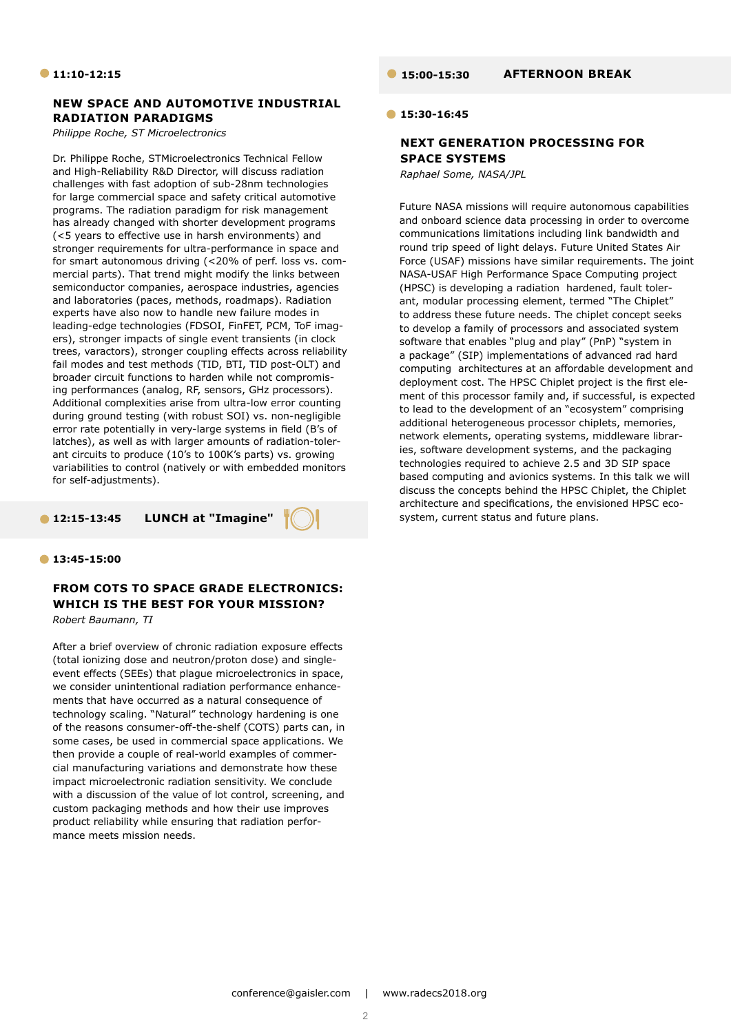**11:10-12:15**

## NEW SPACE AND AUTOMOTIVE INDUSTRIAL RADIATION PARADIGMS

*Philippe Roche, ST Microelectronics*

Dr. Philippe Roche, STMicroelectronics Technical Fellow and High-Reliability R&D Director, will discuss radiation challenges with fast adoption of sub-28nm technologies for large commercial space and safety critical automotive programs. The radiation paradigm for risk management has already changed with shorter development programs (<5 years to effective use in harsh environments) and stronger requirements for ultra-performance in space and for smart autonomous driving (<20% of perf. loss vs. commercial parts). That trend might modify the links between semiconductor companies, aerospace industries, agencies and laboratories (paces, methods, roadmaps). Radiation experts have also now to handle new failure modes in leading-edge technologies (FDSOI, FinFET, PCM, ToF imagers), stronger impacts of single event transients (in clock trees, varactors), stronger coupling effects across reliability fail modes and test methods (TID, BTI, TID post-OLT) and broader circuit functions to harden while not compromising performances (analog, RF, sensors, GHz processors). Additional complexities arise from ultra-low error counting during ground testing (with robust SOI) vs. non-negligible error rate potentially in very-large systems in field (B's of latches), as well as with larger amounts of radiation-tolerant circuits to produce (10's to 100K's parts) vs. growing variabilities to control (natively or with embedded monitors for self-adjustments).

**12:15-13:45 LUNCH at "Imagine"**

**13:45-15:00**

## FROM COTS TO SPACE GRADE ELECTRONICS: WHICH IS THE BEST FOR YOUR MISSION?

*Robert Baumann, TI*

After a brief overview of chronic radiation exposure effects (total ionizing dose and neutron/proton dose) and single-event effects (SEEs) that plague microelectronics in space, we consider unintentional radiation performance enhancements that have occurred as a natural consequence of technology scaling. "Natural" technology hardening is one of the reasons consumer-off-the-shelf (COTS) parts can, in some cases, be used in commercial space applications. We then provide a couple of real-world examples of commercial manufacturing variations and demonstrate how these impact microelectronic radiation sensitivity. We conclude with a discussion of the value of lot control, screening, and custom packaging methods and how their use improves product reliability while ensuring that radiation performance meets mission needs.

**15:00-15:30 AFTERNOON BREAK**

**15:30-16:45**

## NEXT GENERATION PROCESSING FOR SPACE SYSTEMS

*Raphael Some, NASA/JPL*

Future NASA missions will require autonomous capabilities and onboard science data processing in order to overcome communications limitations including link bandwidth and round trip speed of light delays. Future United States Air Force (USAF) missions have similar requirements. The joint NASA-USAF High Performance Space Computing project (HPSC) is developing a radiation hardened, fault tolerant, modular processing element, termed "The Chiplet" to address these future needs. The chiplet concept seeks to develop a family of processors and associated system software that enables "plug and play" (PnP) "system in a package" (SIP) implementations of advanced rad hard computing architectures at an affordable development and deployment cost. The HPSC Chiplet project is the first element of this processor family and, if successful, is expected to lead to the development of an "ecosystem" comprising additional heterogeneous processor chiplets, memories, network elements, operating systems, middleware libraries, software development systems, and the packaging technologies required to achieve 2.5 and 3D SIP space based computing and avionics systems. In this talk we will discuss the concepts behind the HPSC Chiplet, the Chiplet architecture and specifications, the envisioned HPSC ecosystem, current status and future plans.

conference@gaisler.com | www.radecs2018.org